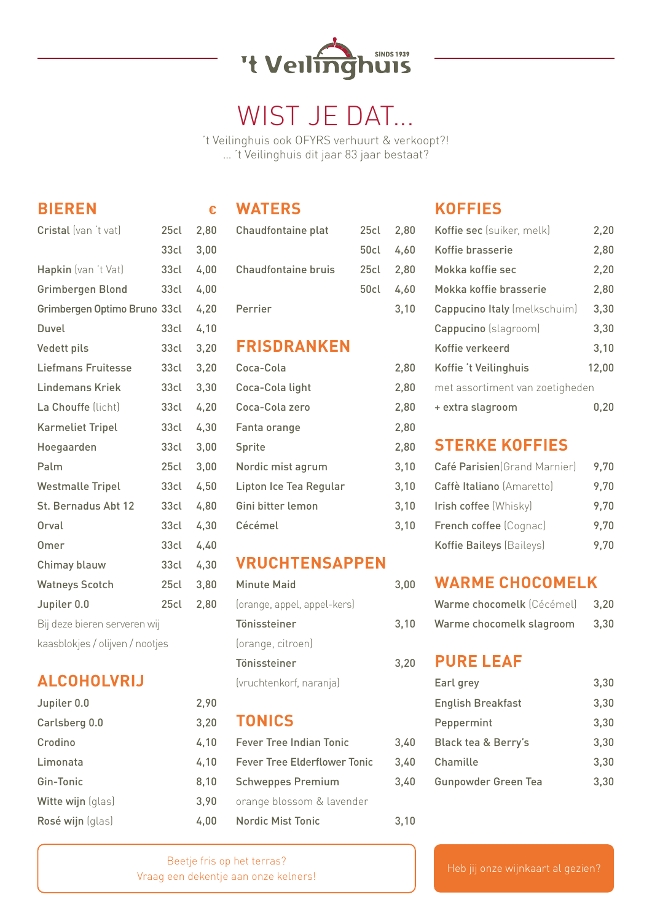# 't Veilinghuis

SINDS 1939

## WIST JE DAT...

't Veilinghuis ook OFYRS verhuurt & verkoopt?!
... 't Veilinghuis dit jaar 83 jaar bestaat?

## BIEREN

| | | € |
|---|---|---|
| **Cristal** (van 't vat) | 25cl | 2,80 |
| | 33cl | 3,00 |
| **Hapkin** (van 't Vat) | 33cl | 4,00 |
| **Grimbergen Blond** | 33cl | 4,00 |
| **Grimbergen Optimo Bruno** | 33cl | 4,20 |
| **Duvel** | 33cl | 4,10 |
| **Vedett pils** | 33cl | 3,20 |
| **Liefmans Fruitesse** | 33cl | 3,20 |
| **Lindemans Kriek** | 33cl | 3,30 |
| **La Chouffe** (licht) | 33cl | 4,20 |
| **Karmeliet Tripel** | 33cl | 4,30 |
| **Hoegaarden** | 33cl | 3,00 |
| **Palm** | 25cl | 3,00 |
| **Westmalle Tripel** | 33cl | 4,50 |
| **St. Bernadus Abt 12** | 33cl | 4,80 |
| **Orval** | 33cl | 4,30 |
| **Omer** | 33cl | 4,40 |
| **Chimay blauw** | 33cl | 4,30 |
| **Watneys Scotch** | 25cl | 3,80 |
| **Jupiler 0.0** | 25cl | 2,80 |

Bij deze bieren serveren wij kaasblokjes / olijven / nootjes

## ALCOHOLVRIJ

| | |
|---|---|
| **Jupiler 0.0** | 2,90 |
| **Carlsberg 0.0** | 3,20 |
| **Crodino** | 4,10 |
| **Limonata** | 4,10 |
| **Gin-Tonic** | 8,10 |
| **Witte wijn** (glas) | 3,90 |
| **Rosé wijn** (glas) | 4,00 |

## WATERS

| | | |
|---|---|---|
| **Chaudfontaine plat** | 25cl | 2,80 |
| | 50cl | 4,60 |
| **Chaudfontaine bruis** | 25cl | 2,80 |
| | 50cl | 4,60 |
| **Perrier** | | 3,10 |

## FRISDRANKEN

| | |
|---|---|
| **Coca-Cola** | 2,80 |
| **Coca-Cola light** | 2,80 |
| **Coca-Cola zero** | 2,80 |
| **Fanta orange** | 2,80 |
| **Sprite** | 2,80 |
| **Nordic mist agrum** | 3,10 |
| **Lipton Ice Tea Regular** | 3,10 |
| **Gini bitter lemon** | 3,10 |
| **Cécémel** | 3,10 |

## VRUCHTENSAPPEN

| | |
|---|---|
| **Minute Maid** (orange, appel, appel-kers) | 3,00 |
| **Tönissteiner** (orange, citroen) | 3,10 |
| **Tönissteiner** (vruchtenkorf, naranja) | 3,20 |

## TONICS

| | |
|---|---|
| **Fever Tree Indian Tonic** | 3,40 |
| **Fever Tree Elderflower Tonic** | 3,40 |
| **Schweppes Premium** orange blossom & lavender | 3,40 |
| **Nordic Mist Tonic** | 3,10 |

Beetje fris op het terras?
Vraag een dekentje aan onze kelners!

## KOFFIES

| | |
|---|---|
| **Koffie sec** (suiker, melk) | 2,20 |
| **Koffie brasserie** | 2,80 |
| **Mokka koffie sec** | 2,20 |
| **Mokka koffie brasserie** | 2,80 |
| **Cappucino Italy** (melkschuim) | 3,30 |
| **Cappucino** (slagroom) | 3,30 |
| **Koffie verkeerd** | 3,10 |
| **Koffie 't Veilinghuis** met assortiment van zoetigheden | 12,00 |
| **+ extra slagroom** | 0,20 |

## STERKE KOFFIES

| | |
|---|---|
| **Café Parisien**(Grand Marnier) | 9,70 |
| **Caffè Italiano** (Amaretto) | 9,70 |
| **Irish coffee** (Whisky) | 9,70 |
| **French coffee** (Cognac) | 9,70 |
| **Koffie Baileys** (Baileys) | 9,70 |

## WARME CHOCOMELK

| | |
|---|---|
| **Warme chocomelk** (Cécémel) | 3,20 |
| **Warme chocomelk slagroom** | 3,30 |

## PURE LEAF

| | |
|---|---|
| **Earl grey** | 3,30 |
| **English Breakfast** | 3,30 |
| **Peppermint** | 3,30 |
| **Black tea & Berry's** | 3,30 |
| **Chamille** | 3,30 |
| **Gunpowder Green Tea** | 3,30 |

Heb jij onze wijnkaart al gezien?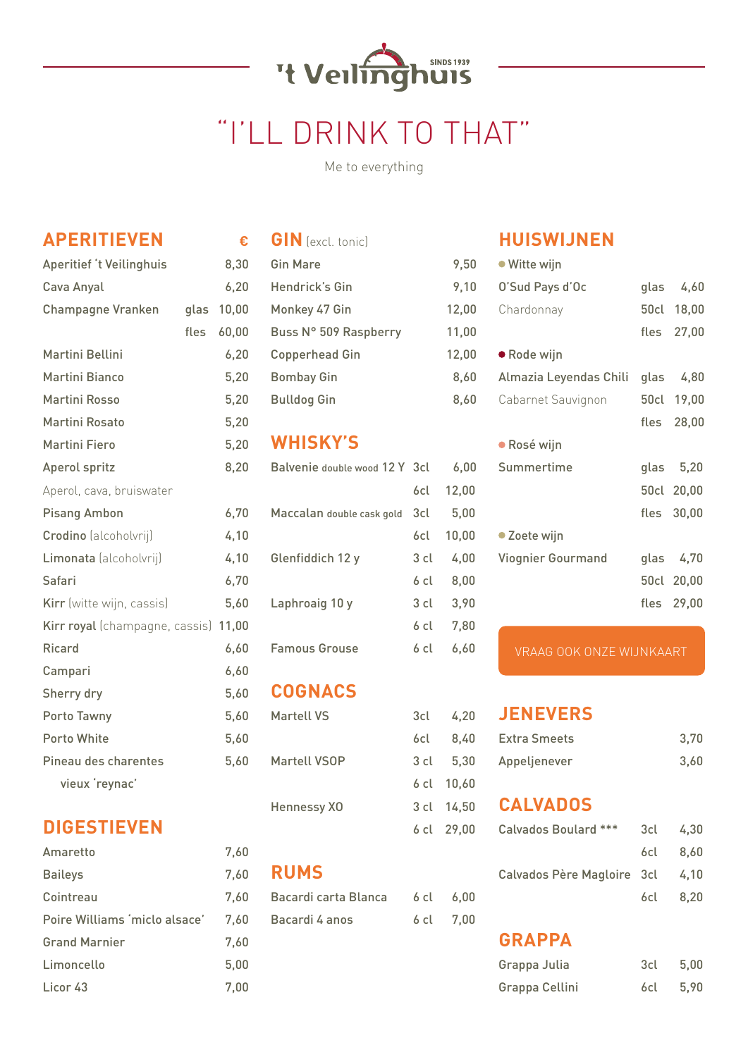# 't Veilinghuis

SINDS 1939

## "I'LL DRINK TO THAT"

Me to everything

## APERITIEVEN

| | | € |
|---|---|---|
| Aperitief 't Veilinghuis | | 8,30 |
| Cava Anyal | | 6,20 |
| Champagne Vranken | glas | 10,00 |
| | fles | 60,00 |
| Martini Bellini | | 6,20 |
| Martini Bianco | | 5,20 |
| Martini Rosso | | 5,20 |
| Martini Rosato | | 5,20 |
| Martini Fiero | | 5,20 |
| Aperol spritz | | 8,20 |
| Aperol, cava, bruiswater | | |
| Pisang Ambon | | 6,70 |
| Crodino (alcoholvrij) | | 4,10 |
| Limonata (alcoholvrij) | | 4,10 |
| Safari | | 6,70 |
| Kirr (witte wijn, cassis) | | 5,60 |
| Kirr royal (champagne, cassis) | | 11,00 |
| Ricard | | 6,60 |
| Campari | | 6,60 |
| Sherry dry | | 5,60 |
| Porto Tawny | | 5,60 |
| Porto White | | 5,60 |
| Pineau des charentes vieux 'reynac' | | 5,60 |

## DIGESTIEVEN

| | |
|---|---|
| Amaretto | 7,60 |
| Baileys | 7,60 |
| Cointreau | 7,60 |
| Poire Williams 'miclo alsace' | 7,60 |
| Grand Marnier | 7,60 |
| Limoncello | 5,00 |
| Licor 43 | 7,00 |

## GIN (excl. tonic)

| | |
|---|---|
| Gin Mare | 9,50 |
| Hendrick's Gin | 9,10 |
| Monkey 47 Gin | 12,00 |
| Buss N° 509 Raspberry | 11,00 |
| Copperhead Gin | 12,00 |
| Bombay Gin | 8,60 |
| Bulldog Gin | 8,60 |

## WHISKY'S

| | | |
|---|---|---|
| Balvenie double wood 12 Y | 3cl | 6,00 |
| | 6cl | 12,00 |
| Maccalan double cask gold | 3cl | 5,00 |
| | 6cl | 10,00 |
| Glenfiddich 12 y | 3 cl | 4,00 |
| | 6 cl | 8,00 |
| Laphroaig 10 y | 3 cl | 3,90 |
| | 6 cl | 7,80 |
| Famous Grouse | 6 cl | 6,60 |

## COGNACS

| | | |
|---|---|---|
| Martell VS | 3cl | 4,20 |
| | 6cl | 8,40 |
| Martell VSOP | 3 cl | 5,30 |
| | 6 cl | 10,60 |
| Hennessy XO | 3 cl | 14,50 |
| | 6 cl | 29,00 |

## RUMS

| | | |
|---|---|---|
| Bacardi carta Blanca | 6 cl | 6,00 |
| Bacardi 4 anos | 6 cl | 7,00 |

## HUISWIJNEN

| | | |
|---|---|---|
| ● Witte wijn | | |
| O'Sud Pays d'Oc | glas | 4,60 |
| Chardonnay | 50cl | 18,00 |
| | fles | 27,00 |
| ● Rode wijn | | |
| Almazia Leyendas Chili | glas | 4,80 |
| Cabarnet Sauvignon | 50cl | 19,00 |
| | fles | 28,00 |
| ● Rosé wijn | | |
| Summertime | glas | 5,20 |
| | 50cl | 20,00 |
| | fles | 30,00 |
| ● Zoete wijn | | |
| Viognier Gourmand | glas | 4,70 |
| | 50cl | 20,00 |
| | fles | 29,00 |

VRAAG OOK ONZE WIJNKAART

## JENEVERS

| | |
|---|---|
| Extra Smeets | 3,70 |
| Appeljenever | 3,60 |

## CALVADOS

| | | |
|---|---|---|
| Calvados Boulard *** | 3cl | 4,30 |
| | 6cl | 8,60 |
| Calvados Père Magloire | 3cl | 4,10 |
| | 6cl | 8,20 |

## GRAPPA

| | | |
|---|---|---|
| Grappa Julia | 3cl | 5,00 |
| Grappa Cellini | 6cl | 5,90 |